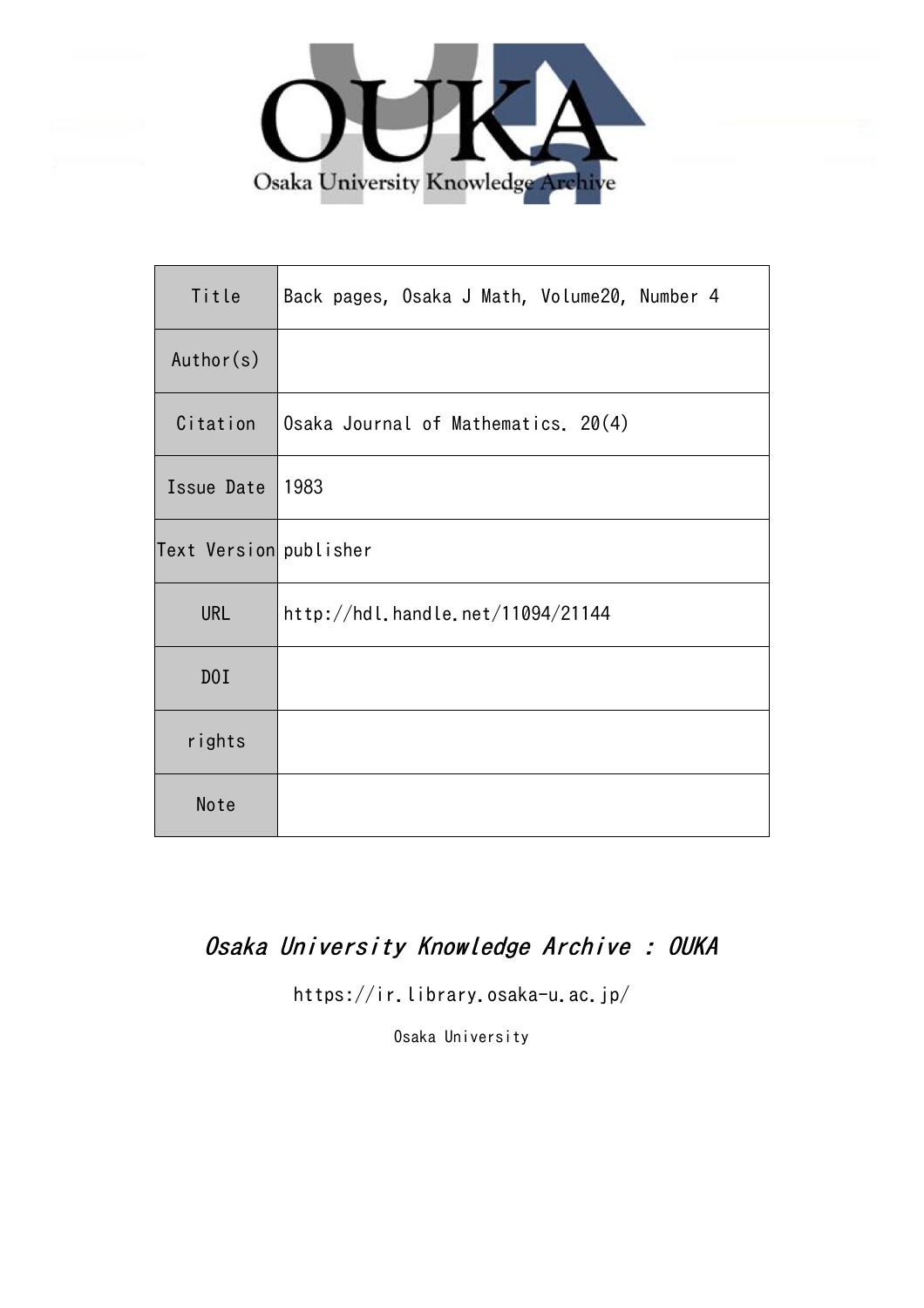Osaka University Knowledge Archive

| Title | Back pages, Osaka J Math, Volume20, Number 4 |
| --- | --- |
| Author(s) | |
| Citation | Osaka Journal of Mathematics. 20(4) |
| Issue Date | 1983 |
| Text Version | publisher |
| URL | http://hdl.handle.net/11094/21144 |
| DOI | |
| rights | |
| Note | |

*Osaka University Knowledge Archive : OUKA*

https://ir.library.osaka-u.ac.jp/

Osaka University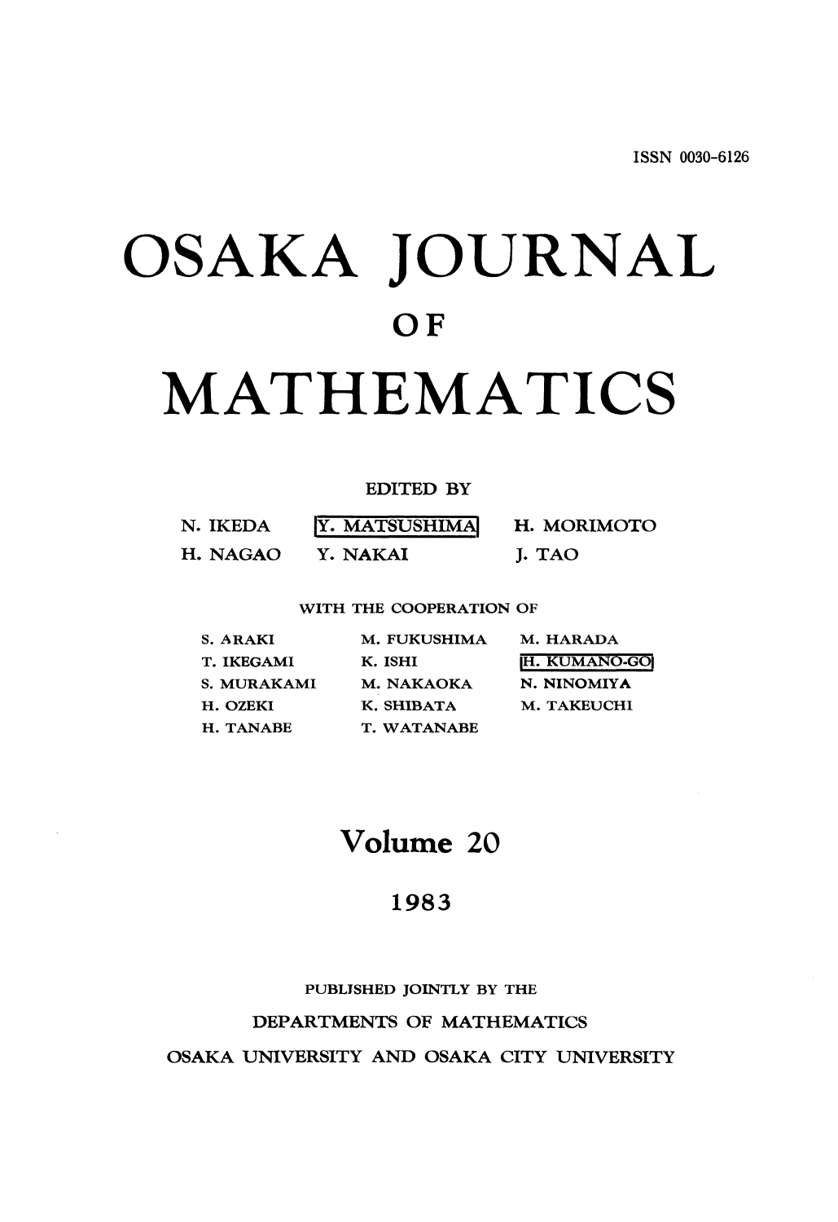ISSN 0030-6126

# OSAKA JOURNAL OF MATHEMATICS

EDITED BY

| | | |
|---|---|---|
| N. IKEDA | Y. MATSUSHIMA | H. MORIMOTO |
| H. NAGAO | Y. NAKAI | J. TAO |

WITH THE COOPERATION OF

| | | |
|---|---|---|
| S. ARAKI | M. FUKUSHIMA | M. HARADA |
| T. IKEGAMI | K. ISHI | H. KUMANO-GO |
| S. MURAKAMI | M. NAKAOKA | N. NINOMIYA |
| H. OZEKI | K. SHIBATA | M. TAKEUCHI |
| H. TANABE | T. WATANABE | |

## Volume 20

## 1983

PUBLISHED JOINTLY BY THE

DEPARTMENTS OF MATHEMATICS

OSAKA UNIVERSITY AND OSAKA CITY UNIVERSITY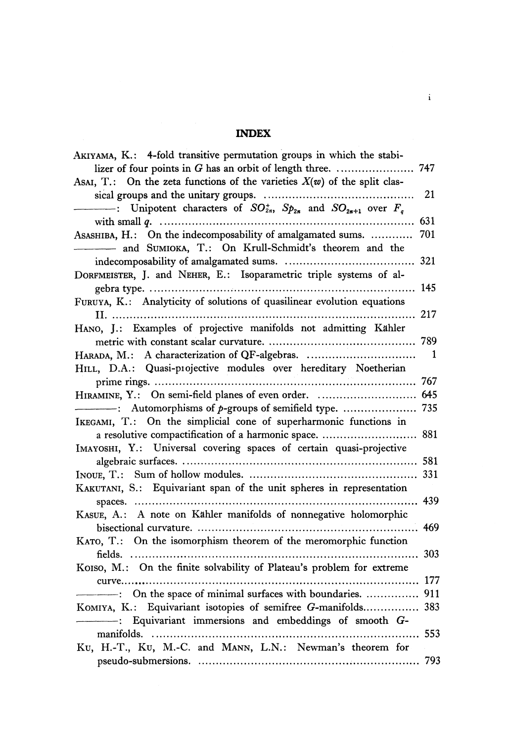# INDEX

AKIYAMA, K.: 4-fold transitive permutation groups in which the stabilizer of four points in $G$ has an orbit of length three. ...................... 747

ASAI, T.: On the zeta functions of the varieties $X(w)$ of the split classical groups and the unitary groups. ........................................... 21

————: Unipotent characters of $SO^{\pm}_{2n}$, $Sp_{2n}$ and $SO_{2n+1}$ over $F_q$ with small $q$. ........................................................................ 631

ASASHIBA, H.: On the indecomposability of amalgamated sums. ........... 701

———— and SUMIOKA, T.: On Krull-Schmidt's theorem and the indecomposability of amalgamated sums. .................................... 321

DORFMEISTER, J. and NEHER, E.: Isoparametric triple systems of algebra type. ........................................................................... 145

FURUYA, K.: Analyticity of solutions of quasilinear evolution equations II. ...................................................................................... 217

HANO, J.: Examples of projective manifolds not admitting Kähler metric with constant scalar curvature. .......................................... 789

HARADA, M.: A characterization of QF-algebras. .............................. 1

HILL, D.A.: Quasi-projective modules over hereditary Noetherian prime rings. ........................................................................ 767

HIRAMINE, Y.: On semi-field planes of even order. ........................... 645

————: Automorphisms of $p$-groups of semifield type. ..................... 735

IKEGAMI, T.: On the simplicial cone of superharmonic functions in a resolutive compactification of a harmonic space. ........................... 881

IMAYOSHI, Y.: Universal covering spaces of certain quasi-projective algebraic surfaces. .................................................................. 581

INOUE, T.: Sum of hollow modules. ................................................ 331

KAKUTANI, S.: Equivariant span of the unit spheres in representation spaces. ................................................................................. 439

KASUE, A.: A note on Kähler manifolds of nonnegative holomorphic bisectional curvature. ............................................................... 469

KATO, T.: On the isomorphism theorem of the meromorphic function fields. ................................................................................... 303

KOISO, M.: On the finite solvability of Plateau's problem for extreme curve...................................................................................... 177

————: On the space of minimal surfaces with boundaries. ............... 911

KOMIYA, K.: Equivariant isotopies of semifree $G$-manifolds................ 383

————: Equivariant immersions and embeddings of smooth $G$-manifolds. ........................................................................... 553

KU, H.-T., KU, M.-C. and MANN, L.N.: Newman's theorem for pseudo-submersions. .............................................................. 793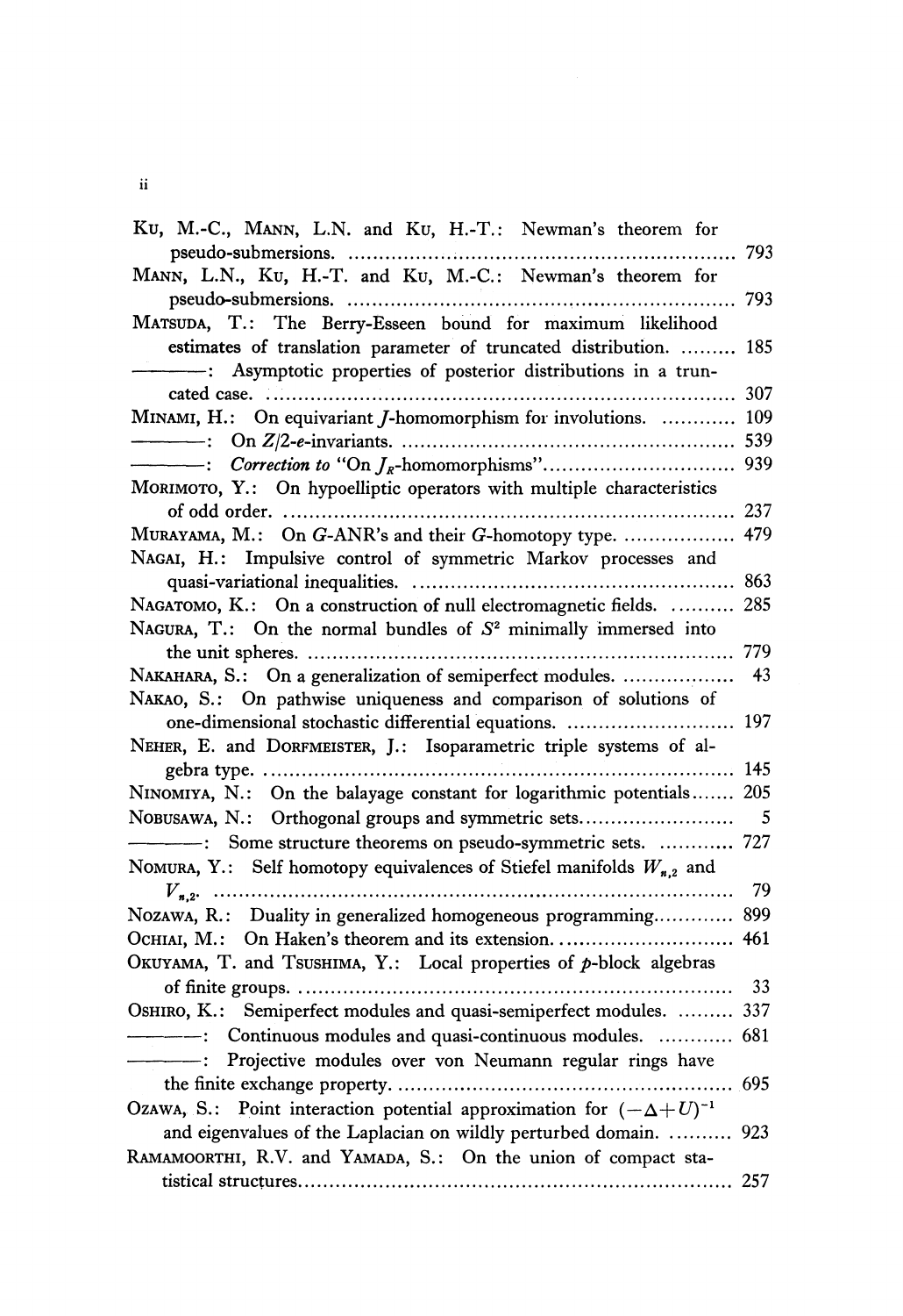Ku, M.-C., Mann, L.N. and Ku, H.-T.: Newman's theorem for pseudo-submersions. .................................................................. 793

Mann, L.N., Ku, H.-T. and Ku, M.-C.: Newman's theorem for pseudo-submersions. .................................................................. 793

Matsuda, T.: The Berry-Esseen bound for maximum likelihood estimates of translation parameter of truncated distribution. ......... 185

———: Asymptotic properties of posterior distributions in a truncated case. .................................................................. 307

Minami, H.: On equivariant $J$-homomorphism for involutions. ............ 109

———: On $Z/2$-$e$-invariants. ........................................................ 539

———: *Correction to* "On $J_R$-homomorphisms"............................... 939

Morimoto, Y.: On hypoelliptic operators with multiple characteristics of odd order. .................................................................. 237

Murayama, M.: On $G$-ANR's and their $G$-homotopy type. .................. 479

Nagai, H.: Impulsive control of symmetric Markov processes and quasi-variational inequalities. .................................................... 863

Nagatomo, K.: On a construction of null electromagnetic fields. .......... 285

Nagura, T.: On the normal bundles of $S^2$ minimally immersed into the unit spheres. .................................................................. 779

Nakahara, S.: On a generalization of semiperfect modules. .................. 43

Nakao, S.: On pathwise uniqueness and comparison of solutions of one-dimensional stochastic differential equations. ........................... 197

Neher, E. and Dorfmeister, J.: Isoparametric triple systems of algebra type. .................................................................. 145

Ninomiya, N.: On the balayage constant for logarithmic potentials....... 205

Nobusawa, N.: Orthogonal groups and symmetric sets......................... 5

———: Some structure theorems on pseudo-symmetric sets. ............ 727

Nomura, Y.: Self homotopy equivalences of Stiefel manifolds $W_{n,2}$ and $V_{n,2}$. .................................................................. 79

Nozawa, R.: Duality in generalized homogeneous programming............ 899

Ochiai, M.: On Haken's theorem and its extension............................ 461

Okuyama, T. and Tsushima, Y.: Local properties of $p$-block algebras of finite groups. .................................................................. 33

Oshiro, K.: Semiperfect modules and quasi-semiperfect modules. ......... 337

———: Continuous modules and quasi-continuous modules. ........... 681

———: Projective modules over von Neumann regular rings have the finite exchange property. .................................................... 695

Ozawa, S.: Point interaction potential approximation for $(-\Delta+U)^{-1}$ and eigenvalues of the Laplacian on wildly perturbed domain. .......... 923

Ramamoorthi, R.V. and Yamada, S.: On the union of compact statistical structures.................................................................. 257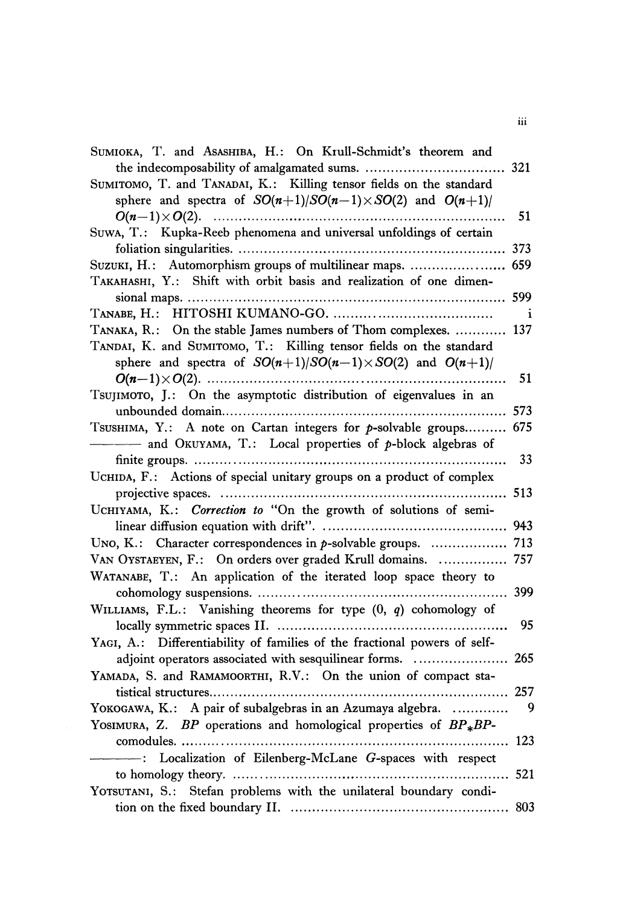SUMIOKA, T. and ASASHIBA, H.: On Krull-Schmidt's theorem and the indecomposability of amalgamated sums. .................................. 321

SUMITOMO, T. and TANADAI, K.: Killing tensor fields on the standard sphere and spectra of $SO(n+1)/SO(n-1)\times SO(2)$ and $O(n+1)/O(n-1)\times O(2)$. .................................................................. 51

SUWA, T.: Kupka-Reeb phenomena and universal unfoldings of certain foliation singularities. .............................................................. 373

SUZUKI, H.: Automorphism groups of multilinear maps. ....................... 659

TAKAHASHI, Y.: Shift with orbit basis and realization of one dimensional maps. ........................................................................... 599

TANABE, H.: HITOSHI KUMANO-GO. ...................................... i

TANAKA, R.: On the stable James numbers of Thom complexes. ............ 137

TANDAI, K. and SUMITOMO, T.: Killing tensor fields on the standard sphere and spectra of $SO(n+1)/SO(n-1)\times SO(2)$ and $O(n+1)/O(n-1)\times O(2)$. .................................................................. 51

TSUJIMOTO, J.: On the asymptotic distribution of eigenvalues in an unbounded domain.................................................................. 573

TSUSHIMA, Y.: A note on Cartan integers for $p$-solvable groups.......... 675

——— and OKUYAMA, T.: Local properties of $p$-block algebras of finite groups. ...................................................................... 33

UCHIDA, F.: Actions of special unitary groups on a product of complex projective spaces. .................................................................. 513

UCHIYAMA, K.: *Correction to* "On the growth of solutions of semilinear diffusion equation with drift". .......................................... 943

UNO, K.: Character correspondences in $p$-solvable groups. ................. 713

VAN OYSTAEYEN, F.: On orders over graded Krull domains. ............... 757

WATANABE, T.: An application of the iterated loop space theory to cohomology suspensions. ......................................................... 399

WILLIAMS, F.L.: Vanishing theorems for type $(0, q)$ cohomology of locally symmetric spaces II. ..................................................... 95

YAGI, A.: Differentiability of families of the fractional powers of self-adjoint operators associated with sesquilinear forms. ...................... 265

YAMADA, S. and RAMAMOORTHI, R.V.: On the union of compact statistical structures.................................................................... 257

YOKOGAWA, K.: A pair of subalgebras in an Azumaya algebra. ............ 9

YOSIMURA, Z. $BP$ operations and homological properties of $BP_*BP$-comodules. ......................................................................... 123

———: Localization of Eilenberg-McLane $G$-spaces with respect to homology theory. ............................................................. 521

YOTSUTANI, S.: Stefan problems with the unilateral boundary condition on the fixed boundary II. .................................................. 803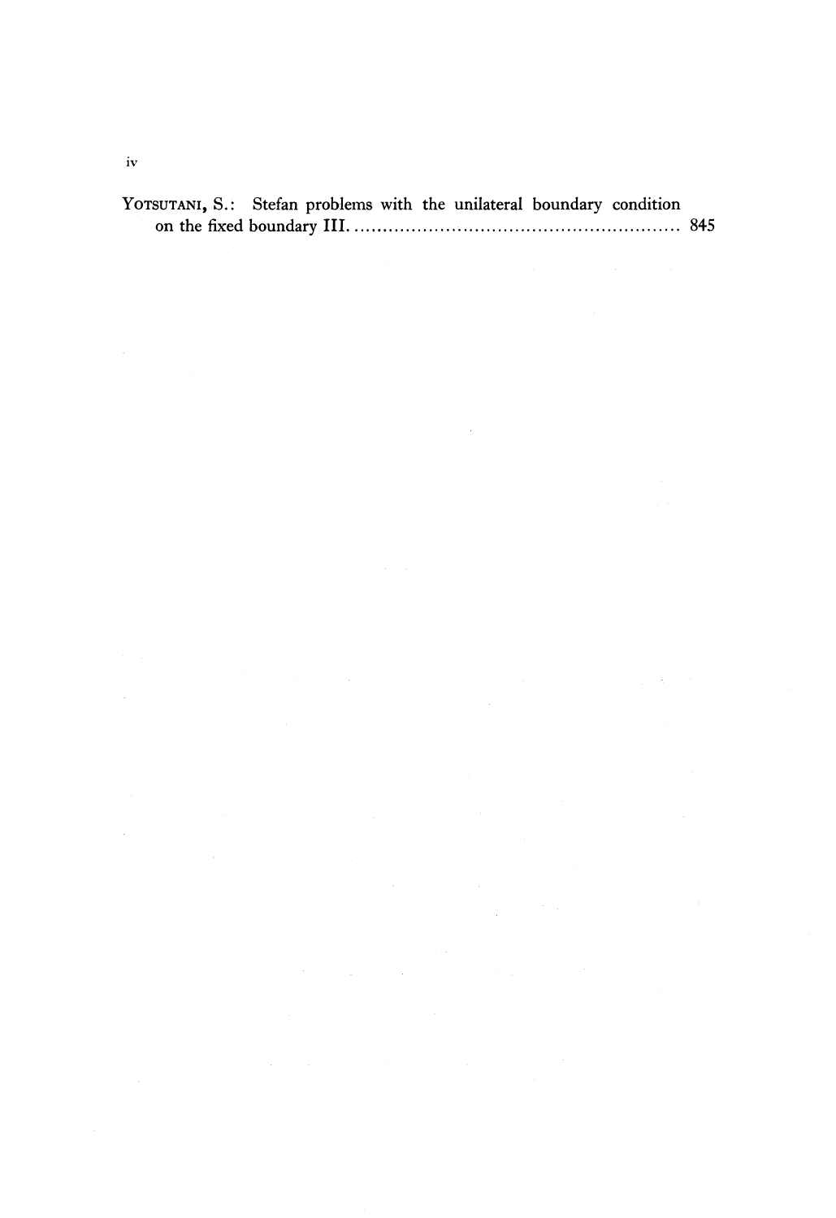YOTSUTANI, S.: Stefan problems with the unilateral boundary condition on the fixed boundary III. .......................................................... 845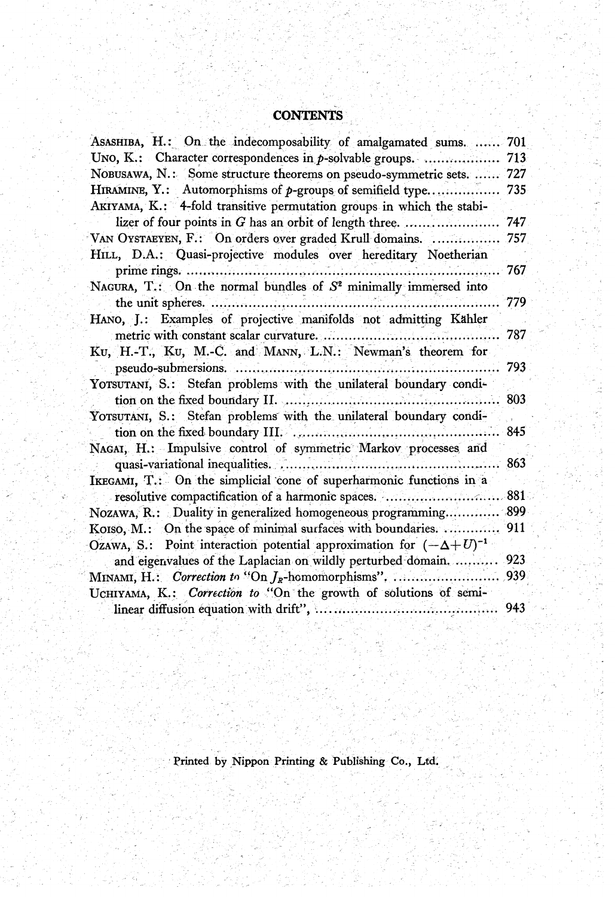# CONTENTS

Asashiba, H.: On the indecomposability of amalgamated sums. ...... 701

Uno, K.: Character correspondences in $p$-solvable groups. .................. 713

Nobusawa, N.: Some structure theorems on pseudo-symmetric sets. ...... 727

Hiramine, Y.: Automorphisms of $p$-groups of semifield type.................. 735

Akiyama, K.: 4-fold transitive permutation groups in which the stabilizer of four points in $G$ has an orbit of length three. ..................... 747

Van Oystaeyen, F.: On orders over graded Krull domains. ................ 757

Hill, D.A.: Quasi-projective modules over hereditary Noetherian prime rings. ........................................................................ 767

Nagura, T.: On the normal bundles of $S^2$ minimally immersed into the unit spheres. ......................................................................... 779

Hano, J.: Examples of projective manifolds not admitting Kähler metric with constant scalar curvature. ........................................... 787

Ku, H.-T., Ku, M.-C. and Mann, L.N.: Newman's theorem for pseudo-submersions. ........................................................................ 793

Yotsutani, S.: Stefan problems with the unilateral boundary condition on the fixed boundary II. ................................................... 803

Yotsutani, S.: Stefan problems with the unilateral boundary condition on the fixed boundary III. .................................................. 845

Nagai, H.: Impulsive control of symmetric Markov processes and quasi-variational inequalities. ..................................................... 863

Ikegami, T.: On the simplicial cone of superharmonic functions in a resolutive compactification of a harmonic spaces. ........................... 881

Nozawa, R.: Duality in generalized homogeneous programming............ 899

Koiso, M.: On the space of minimal surfaces with boundaries. ............ 911

Ozawa, S.: Point interaction potential approximation for $(-\Delta+U)^{-1}$ and eigenvalues of the Laplacian on wildly perturbed domain. .......... 923

Minami, H.: *Correction to* "On $J_R$-homomorphisms". ........................ 939

Uchiyama, K.: *Correction to* "On the growth of solutions of semilinear diffusion equation with drift", ........................................... 943

Printed by Nippon Printing & Publishing Co., Ltd.